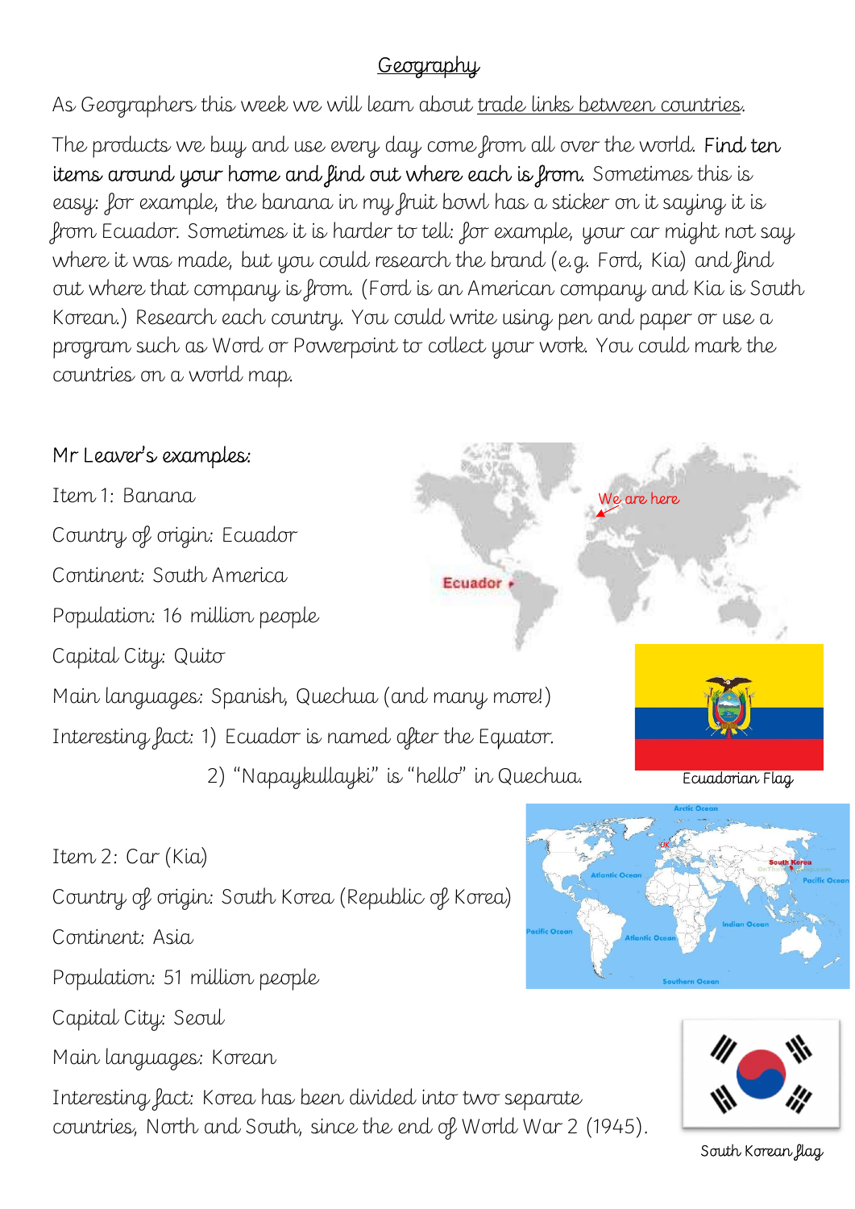# Geography

As Geographers this week we will learn about trade links between countries.

The products we buy and use every day come from all over the world. **Find ten items around your home and find out where each is from.** Sometimes this is easy: for example, the banana in my fruit bowl has a sticker on it saying it is from Ecuador. Sometimes it is harder to tell: for example, your car might not say where it was made, but you could research the brand (e.g. Ford, Kia) and find out where that company is from. (Ford is an American company and Kia is South Korean.) Research each country. You could write using pen and paper or use a program such as Word or Powerpoint to collect your work. You could mark the countries on a world map.

## Mr Leaver's examples:

Item 1: Banana

Country of origin: Ecuador

Continent: South America

Population: 16 million people

Capital City: Quito

Main languages: Spanish, Quechua (and many more!)

Interesting fact: 1) Ecuador is named after the Equator.

2) "Napaykullayki" is "hello" in Quechua.

Ecuadorian Flag

Item 2: Car (Kia)

Country of origin: South Korea (Republic of Korea)

Continent: Asia

Population: 51 million people

Capital City: Seoul

Main languages: Korean

Interesting fact: Korea has been divided into two separate countries, North and South, since the end of World War 2 (1945).

South Korean flag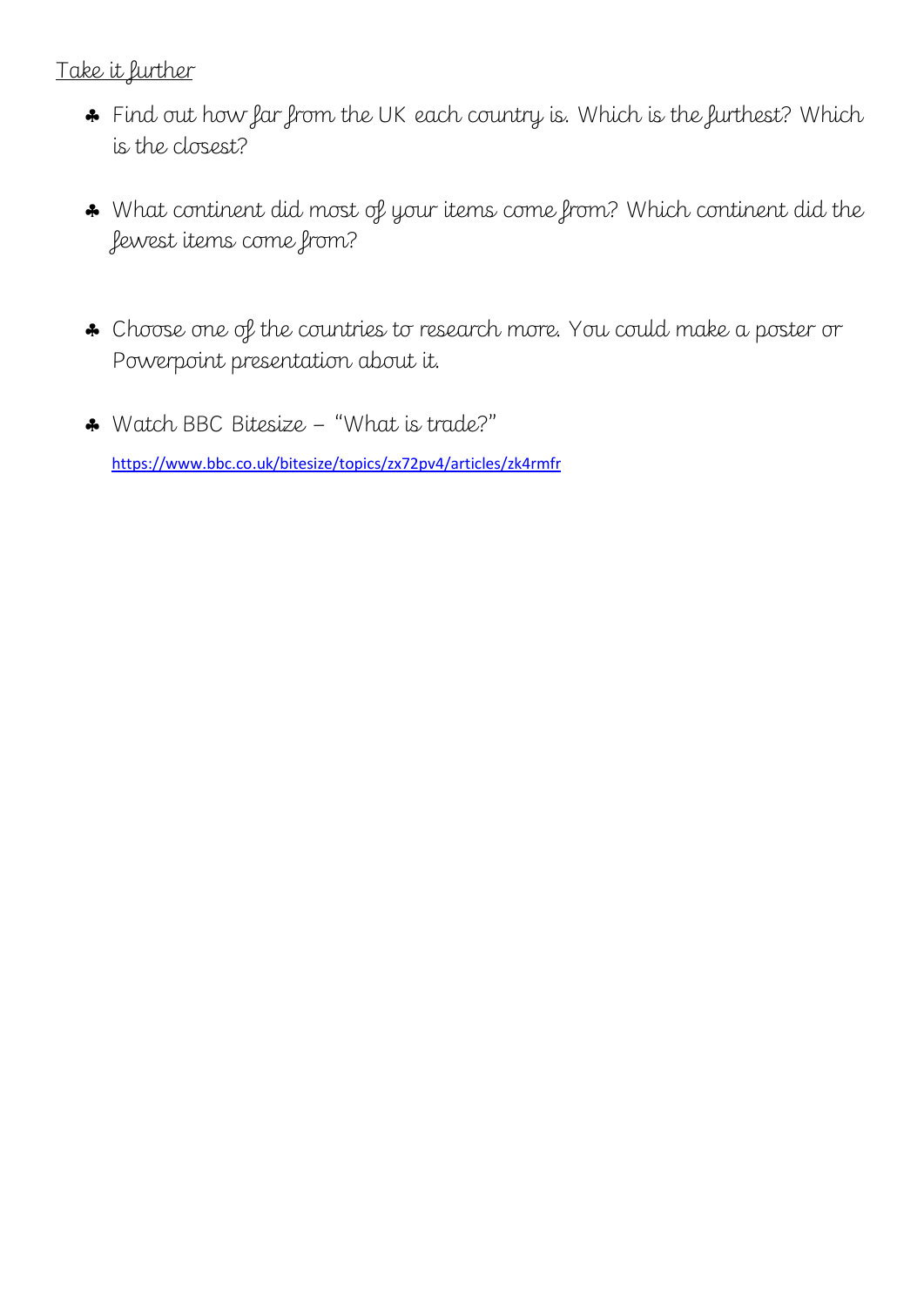Take it further

- Find out how far from the UK each country is. Which is the furthest? Which is the closest?
- What continent did most of your items come from? Which continent did the fewest items come from?
- Choose one of the countries to research more. You could make a poster or Powerpoint presentation about it.
- Watch BBC Bitesize – "What is trade?"

  https://www.bbc.co.uk/bitesize/topics/zx72pv4/articles/zk4rmfr